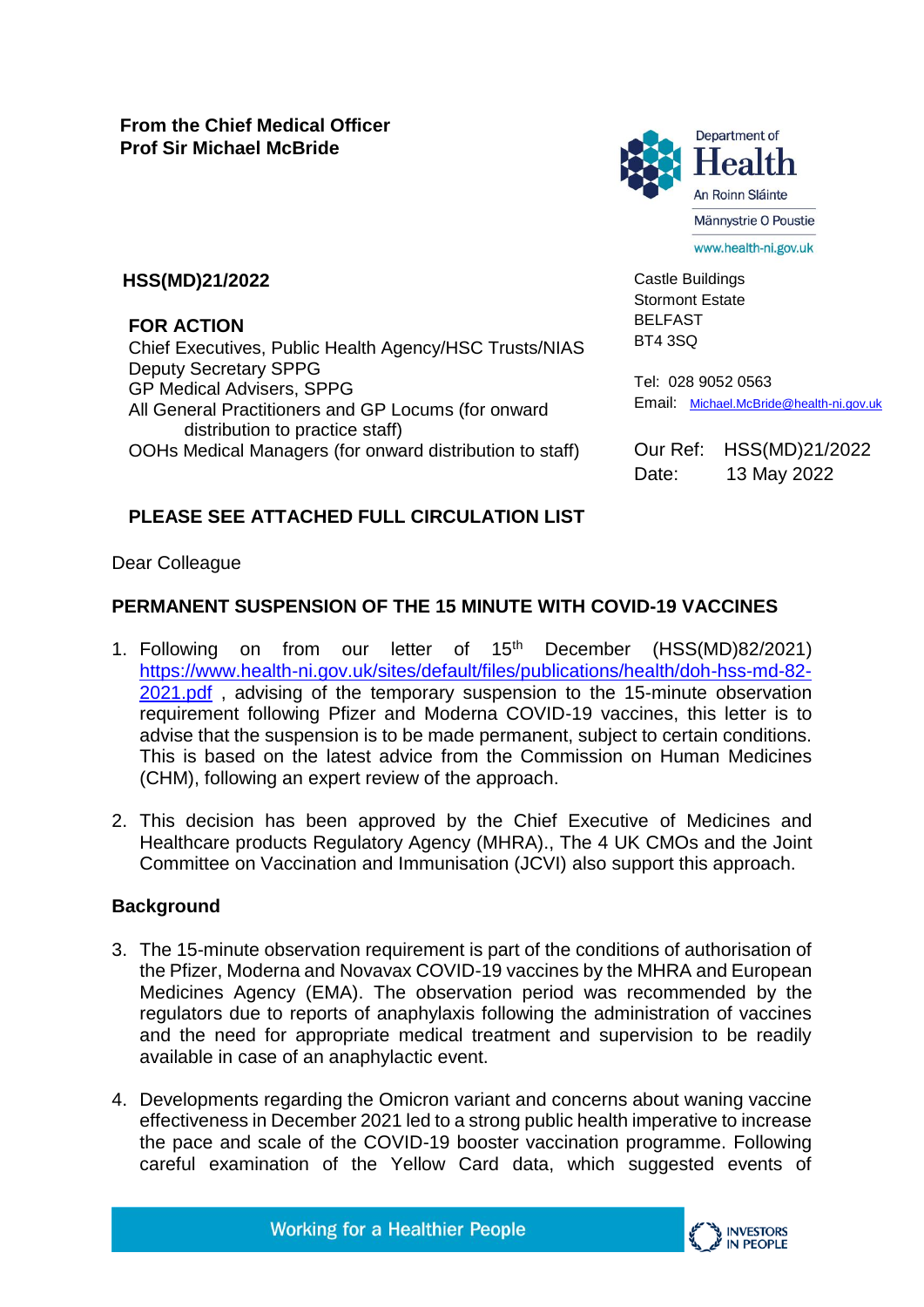**From the Chief Medical Officer**
**Prof Sir Michael McBride**

Department of Health
An Roinn Sláinte
Männystrie O Poustie
www.health-ni.gov.uk

**HSS(MD)21/2022**

**FOR ACTION**
Chief Executives, Public Health Agency/HSC Trusts/NIAS
Deputy Secretary SPPG
GP Medical Advisers, SPPG
All General Practitioners and GP Locums (for onward distribution to practice staff)
OOHs Medical Managers (for onward distribution to staff)

Castle Buildings
Stormont Estate
BELFAST
BT4 3SQ

Tel: 028 9052 0563
Email: Michael.McBride@health-ni.gov.uk

Our Ref: HSS(MD)21/2022
Date: 13 May 2022

**PLEASE SEE ATTACHED FULL CIRCULATION LIST**

Dear Colleague

**PERMANENT SUSPENSION OF THE 15 MINUTE WITH COVID-19 VACCINES**

1. Following on from our letter of 15th December (HSS(MD)82/2021) https://www.health-ni.gov.uk/sites/default/files/publications/health/doh-hss-md-82-2021.pdf , advising of the temporary suspension to the 15-minute observation requirement following Pfizer and Moderna COVID-19 vaccines, this letter is to advise that the suspension is to be made permanent, subject to certain conditions. This is based on the latest advice from the Commission on Human Medicines (CHM), following an expert review of the approach.

2. This decision has been approved by the Chief Executive of Medicines and Healthcare products Regulatory Agency (MHRA)., The 4 UK CMOs and the Joint Committee on Vaccination and Immunisation (JCVI) also support this approach.

**Background**

3. The 15-minute observation requirement is part of the conditions of authorisation of the Pfizer, Moderna and Novavax COVID-19 vaccines by the MHRA and European Medicines Agency (EMA). The observation period was recommended by the regulators due to reports of anaphylaxis following the administration of vaccines and the need for appropriate medical treatment and supervision to be readily available in case of an anaphylactic event.

4. Developments regarding the Omicron variant and concerns about waning vaccine effectiveness in December 2021 led to a strong public health imperative to increase the pace and scale of the COVID-19 booster vaccination programme. Following careful examination of the Yellow Card data, which suggested events of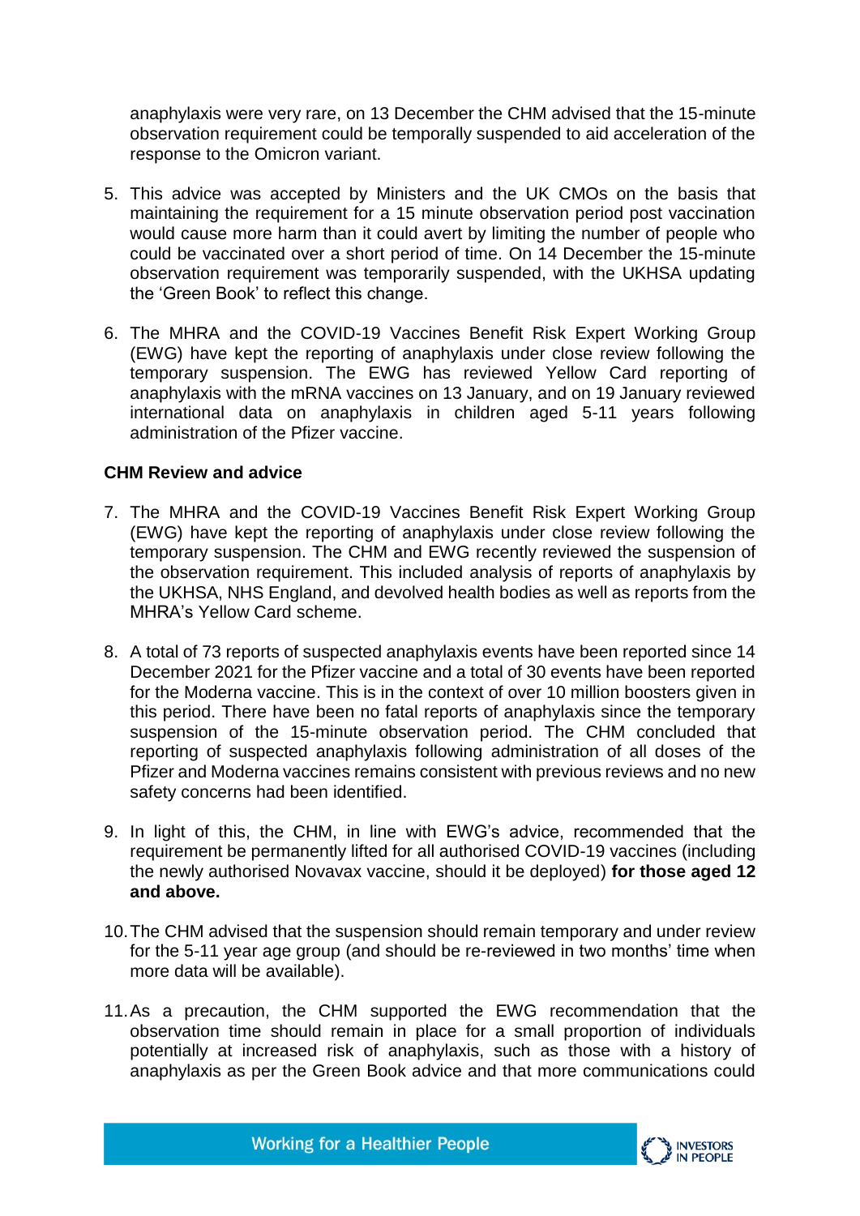anaphylaxis were very rare, on 13 December the CHM advised that the 15-minute observation requirement could be temporally suspended to aid acceleration of the response to the Omicron variant.

5. This advice was accepted by Ministers and the UK CMOs on the basis that maintaining the requirement for a 15 minute observation period post vaccination would cause more harm than it could avert by limiting the number of people who could be vaccinated over a short period of time. On 14 December the 15-minute observation requirement was temporarily suspended, with the UKHSA updating the 'Green Book' to reflect this change.

6. The MHRA and the COVID-19 Vaccines Benefit Risk Expert Working Group (EWG) have kept the reporting of anaphylaxis under close review following the temporary suspension. The EWG has reviewed Yellow Card reporting of anaphylaxis with the mRNA vaccines on 13 January, and on 19 January reviewed international data on anaphylaxis in children aged 5-11 years following administration of the Pfizer vaccine.

**CHM Review and advice**

7. The MHRA and the COVID-19 Vaccines Benefit Risk Expert Working Group (EWG) have kept the reporting of anaphylaxis under close review following the temporary suspension. The CHM and EWG recently reviewed the suspension of the observation requirement. This included analysis of reports of anaphylaxis by the UKHSA, NHS England, and devolved health bodies as well as reports from the MHRA's Yellow Card scheme.

8. A total of 73 reports of suspected anaphylaxis events have been reported since 14 December 2021 for the Pfizer vaccine and a total of 30 events have been reported for the Moderna vaccine. This is in the context of over 10 million boosters given in this period. There have been no fatal reports of anaphylaxis since the temporary suspension of the 15-minute observation period. The CHM concluded that reporting of suspected anaphylaxis following administration of all doses of the Pfizer and Moderna vaccines remains consistent with previous reviews and no new safety concerns had been identified.

9. In light of this, the CHM, in line with EWG's advice, recommended that the requirement be permanently lifted for all authorised COVID-19 vaccines (including the newly authorised Novavax vaccine, should it be deployed) **for those aged 12 and above.**

10. The CHM advised that the suspension should remain temporary and under review for the 5-11 year age group (and should be re-reviewed in two months' time when more data will be available).

11. As a precaution, the CHM supported the EWG recommendation that the observation time should remain in place for a small proportion of individuals potentially at increased risk of anaphylaxis, such as those with a history of anaphylaxis as per the Green Book advice and that more communications could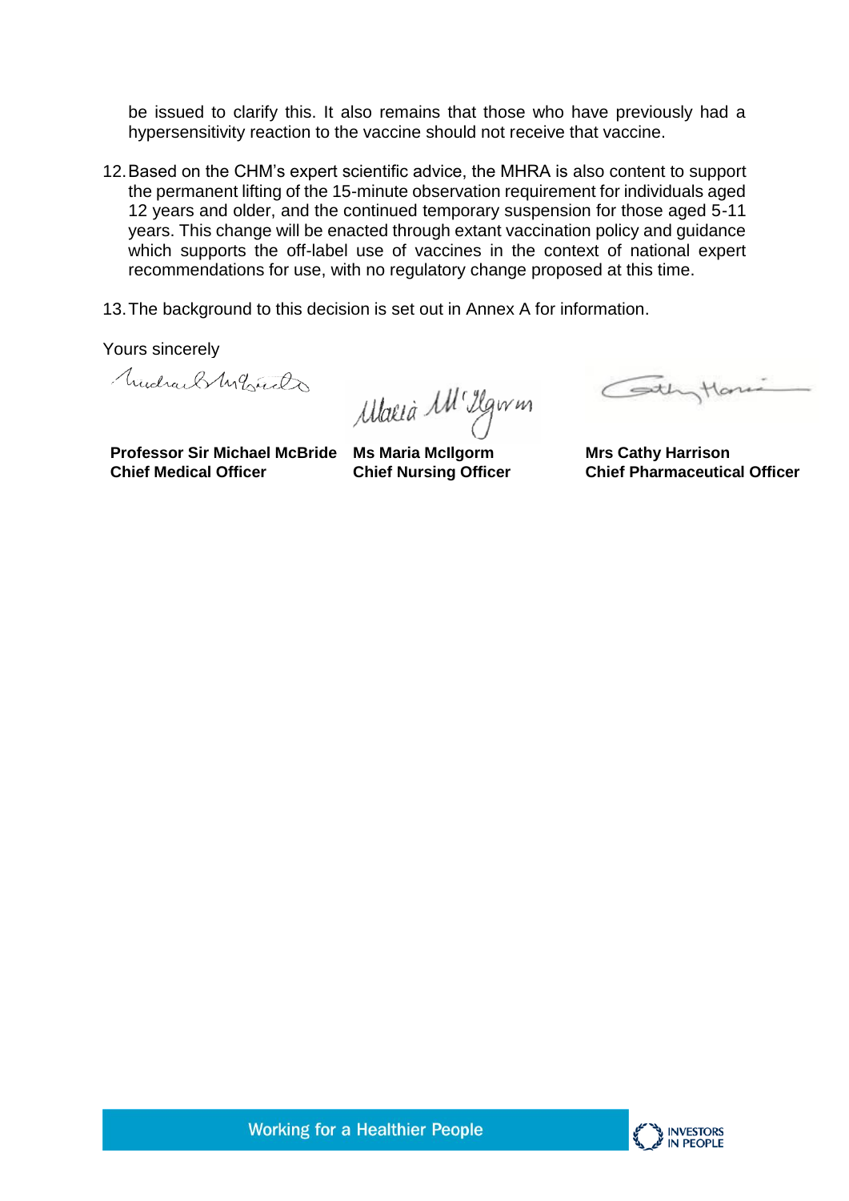be issued to clarify this. It also remains that those who have previously had a hypersensitivity reaction to the vaccine should not receive that vaccine.

12. Based on the CHM's expert scientific advice, the MHRA is also content to support the permanent lifting of the 15-minute observation requirement for individuals aged 12 years and older, and the continued temporary suspension for those aged 5-11 years. This change will be enacted through extant vaccination policy and guidance which supports the off-label use of vaccines in the context of national expert recommendations for use, with no regulatory change proposed at this time.

13. The background to this decision is set out in Annex A for information.

Yours sincerely

| | | |
|---|---|---|
| **Professor Sir Michael McBride** | **Ms Maria McIlgorm** | **Mrs Cathy Harrison** |
| **Chief Medical Officer** | **Chief Nursing Officer** | **Chief Pharmaceutical Officer** |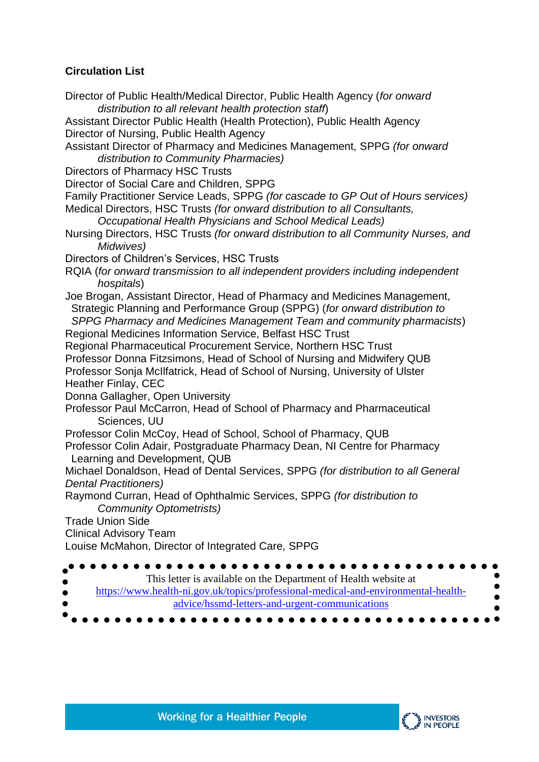**Circulation List**

Director of Public Health/Medical Director, Public Health Agency (*for onward distribution to all relevant health protection staff*)
Assistant Director Public Health (Health Protection), Public Health Agency
Director of Nursing, Public Health Agency
Assistant Director of Pharmacy and Medicines Management, SPPG *(for onward distribution to Community Pharmacies)*
Directors of Pharmacy HSC Trusts
Director of Social Care and Children, SPPG
Family Practitioner Service Leads, SPPG *(for cascade to GP Out of Hours services)*
Medical Directors, HSC Trusts *(for onward distribution to all Consultants, Occupational Health Physicians and School Medical Leads)*
Nursing Directors, HSC Trusts *(for onward distribution to all Community Nurses, and Midwives)*
Directors of Children's Services, HSC Trusts
RQIA (*for onward transmission to all independent providers including independent hospitals*)
Joe Brogan, Assistant Director, Head of Pharmacy and Medicines Management, Strategic Planning and Performance Group (SPPG) (*for onward distribution to SPPG Pharmacy and Medicines Management Team and community pharmacists*)
Regional Medicines Information Service, Belfast HSC Trust
Regional Pharmaceutical Procurement Service, Northern HSC Trust
Professor Donna Fitzsimons, Head of School of Nursing and Midwifery QUB
Professor Sonja McIlfatrick, Head of School of Nursing, University of Ulster
Heather Finlay, CEC
Donna Gallagher, Open University
Professor Paul McCarron, Head of School of Pharmacy and Pharmaceutical Sciences, UU
Professor Colin McCoy, Head of School, School of Pharmacy, QUB
Professor Colin Adair, Postgraduate Pharmacy Dean, NI Centre for Pharmacy Learning and Development, QUB
Michael Donaldson, Head of Dental Services, SPPG *(for distribution to all General Dental Practitioners)*
Raymond Curran, Head of Ophthalmic Services, SPPG *(for distribution to Community Optometrists)*
Trade Union Side
Clinical Advisory Team
Louise McMahon, Director of Integrated Care, SPPG

This letter is available on the Department of Health website at https://www.health-ni.gov.uk/topics/professional-medical-and-environmental-health-advice/hssmd-letters-and-urgent-communications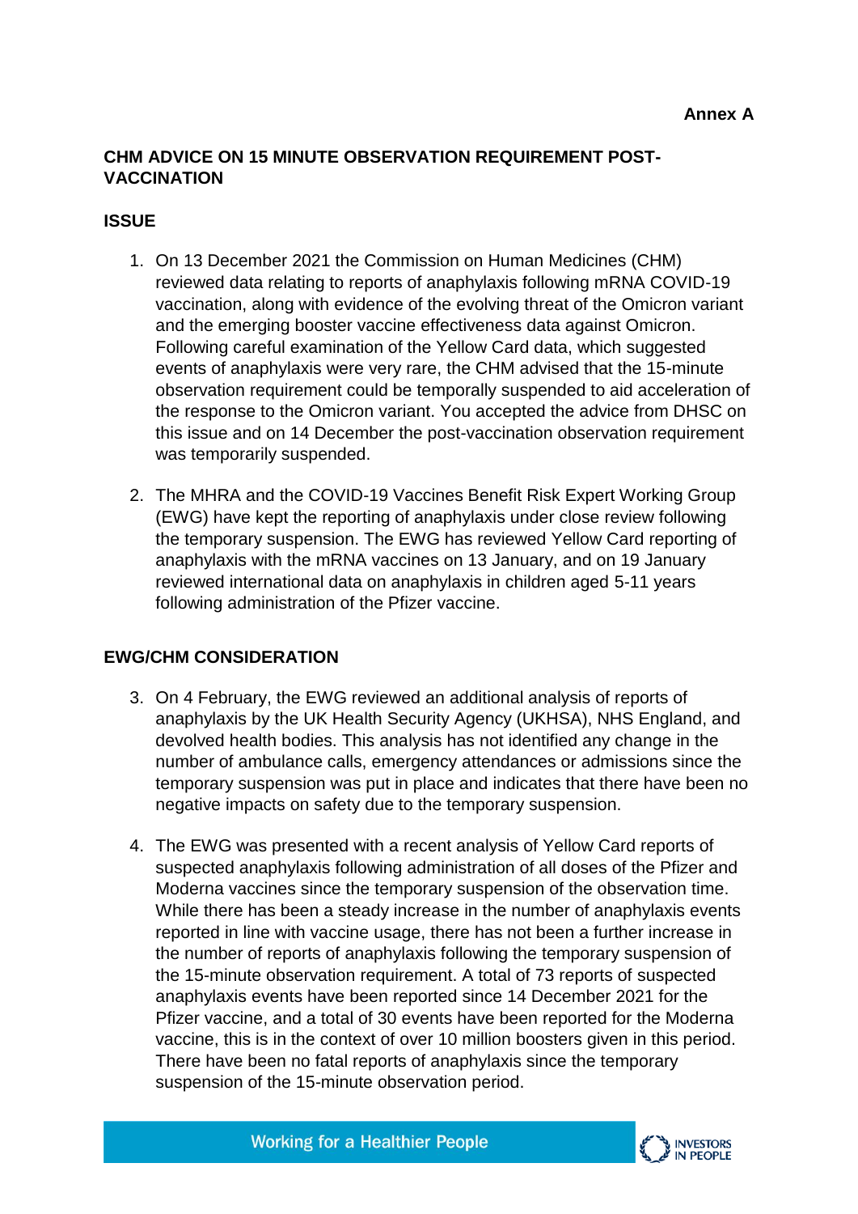**Annex A**

## CHM ADVICE ON 15 MINUTE OBSERVATION REQUIREMENT POST-VACCINATION

### ISSUE

1. On 13 December 2021 the Commission on Human Medicines (CHM) reviewed data relating to reports of anaphylaxis following mRNA COVID-19 vaccination, along with evidence of the evolving threat of the Omicron variant and the emerging booster vaccine effectiveness data against Omicron. Following careful examination of the Yellow Card data, which suggested events of anaphylaxis were very rare, the CHM advised that the 15-minute observation requirement could be temporally suspended to aid acceleration of the response to the Omicron variant. You accepted the advice from DHSC on this issue and on 14 December the post-vaccination observation requirement was temporarily suspended.

2. The MHRA and the COVID-19 Vaccines Benefit Risk Expert Working Group (EWG) have kept the reporting of anaphylaxis under close review following the temporary suspension. The EWG has reviewed Yellow Card reporting of anaphylaxis with the mRNA vaccines on 13 January, and on 19 January reviewed international data on anaphylaxis in children aged 5-11 years following administration of the Pfizer vaccine.

### EWG/CHM CONSIDERATION

3. On 4 February, the EWG reviewed an additional analysis of reports of anaphylaxis by the UK Health Security Agency (UKHSA), NHS England, and devolved health bodies. This analysis has not identified any change in the number of ambulance calls, emergency attendances or admissions since the temporary suspension was put in place and indicates that there have been no negative impacts on safety due to the temporary suspension.

4. The EWG was presented with a recent analysis of Yellow Card reports of suspected anaphylaxis following administration of all doses of the Pfizer and Moderna vaccines since the temporary suspension of the observation time. While there has been a steady increase in the number of anaphylaxis events reported in line with vaccine usage, there has not been a further increase in the number of reports of anaphylaxis following the temporary suspension of the 15-minute observation requirement. A total of 73 reports of suspected anaphylaxis events have been reported since 14 December 2021 for the Pfizer vaccine, and a total of 30 events have been reported for the Moderna vaccine, this is in the context of over 10 million boosters given in this period. There have been no fatal reports of anaphylaxis since the temporary suspension of the 15-minute observation period.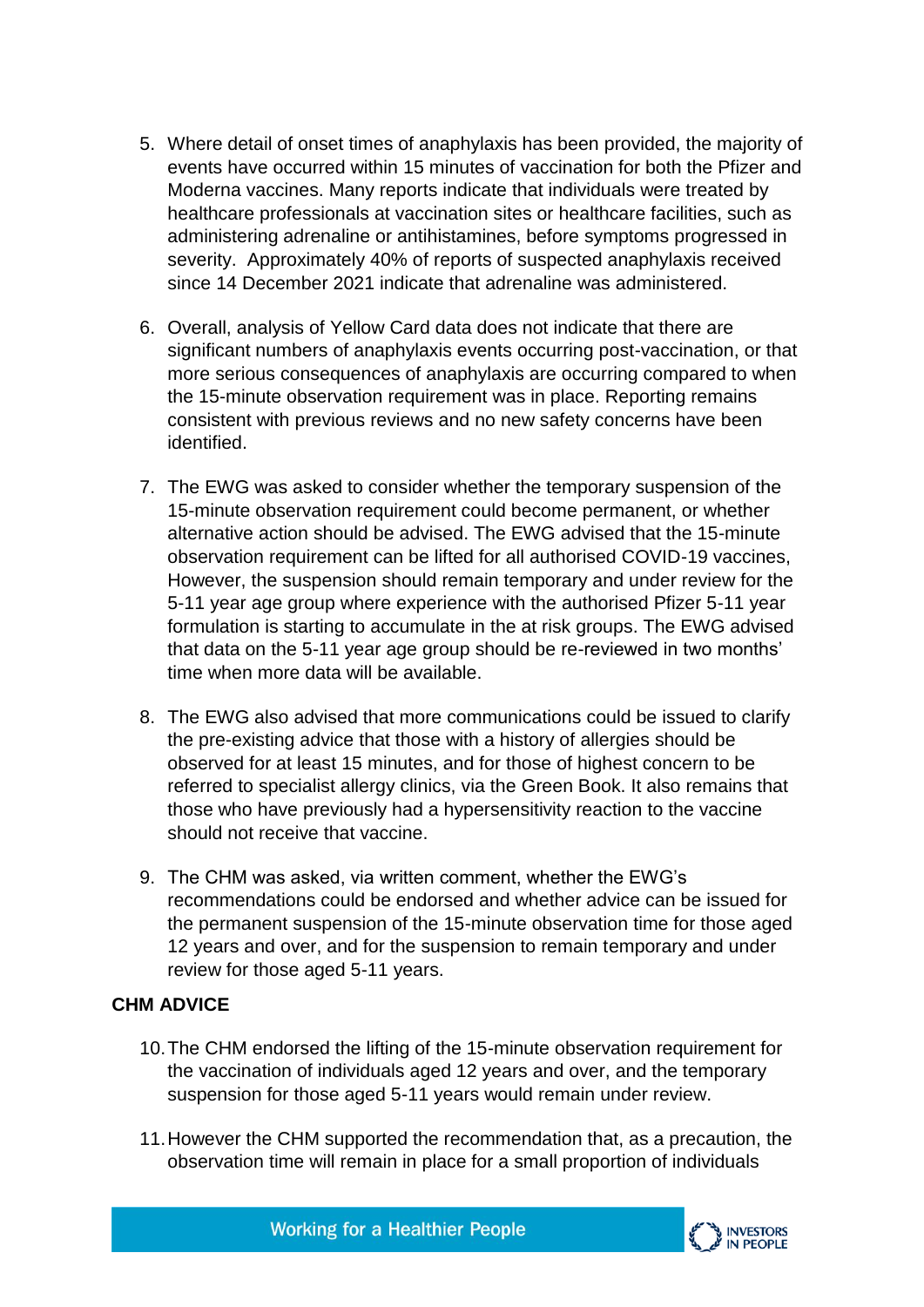5. Where detail of onset times of anaphylaxis has been provided, the majority of events have occurred within 15 minutes of vaccination for both the Pfizer and Moderna vaccines. Many reports indicate that individuals were treated by healthcare professionals at vaccination sites or healthcare facilities, such as administering adrenaline or antihistamines, before symptoms progressed in severity. Approximately 40% of reports of suspected anaphylaxis received since 14 December 2021 indicate that adrenaline was administered.

6. Overall, analysis of Yellow Card data does not indicate that there are significant numbers of anaphylaxis events occurring post-vaccination, or that more serious consequences of anaphylaxis are occurring compared to when the 15-minute observation requirement was in place. Reporting remains consistent with previous reviews and no new safety concerns have been identified.

7. The EWG was asked to consider whether the temporary suspension of the 15-minute observation requirement could become permanent, or whether alternative action should be advised. The EWG advised that the 15-minute observation requirement can be lifted for all authorised COVID-19 vaccines, However, the suspension should remain temporary and under review for the 5-11 year age group where experience with the authorised Pfizer 5-11 year formulation is starting to accumulate in the at risk groups. The EWG advised that data on the 5-11 year age group should be re-reviewed in two months' time when more data will be available.

8. The EWG also advised that more communications could be issued to clarify the pre-existing advice that those with a history of allergies should be observed for at least 15 minutes, and for those of highest concern to be referred to specialist allergy clinics, via the Green Book. It also remains that those who have previously had a hypersensitivity reaction to the vaccine should not receive that vaccine.

9. The CHM was asked, via written comment, whether the EWG's recommendations could be endorsed and whether advice can be issued for the permanent suspension of the 15-minute observation time for those aged 12 years and over, and for the suspension to remain temporary and under review for those aged 5-11 years.

**CHM ADVICE**

10. The CHM endorsed the lifting of the 15-minute observation requirement for the vaccination of individuals aged 12 years and over, and the temporary suspension for those aged 5-11 years would remain under review.

11. However the CHM supported the recommendation that, as a precaution, the observation time will remain in place for a small proportion of individuals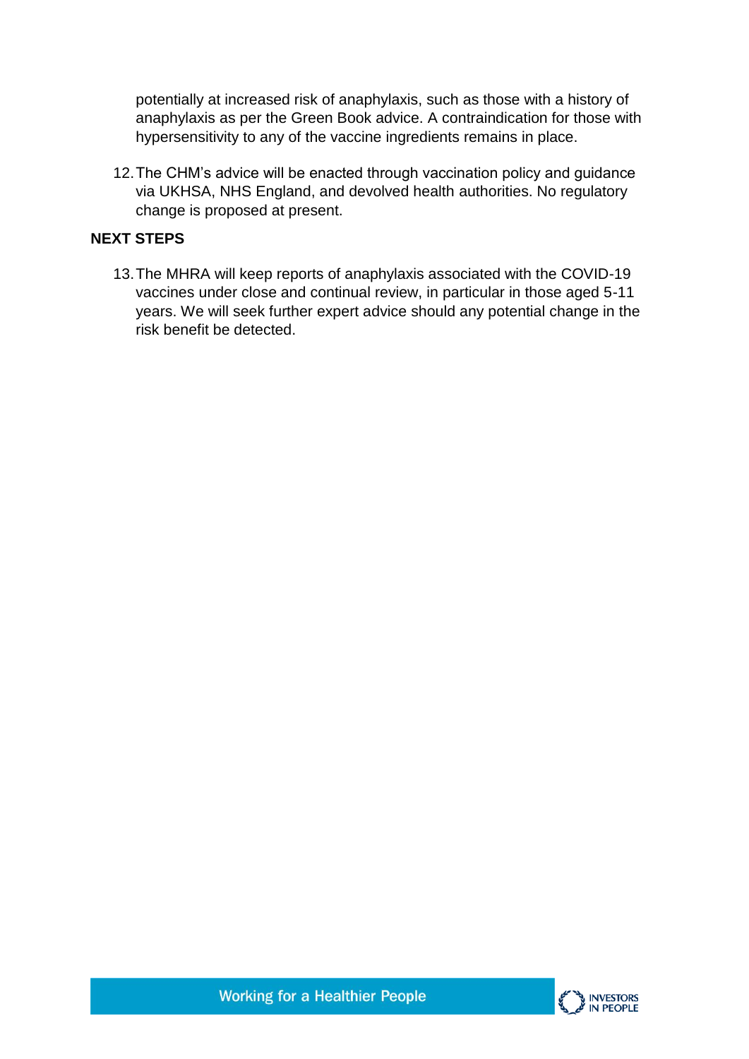potentially at increased risk of anaphylaxis, such as those with a history of anaphylaxis as per the Green Book advice. A contraindication for those with hypersensitivity to any of the vaccine ingredients remains in place.

12. The CHM's advice will be enacted through vaccination policy and guidance via UKHSA, NHS England, and devolved health authorities. No regulatory change is proposed at present.

**NEXT STEPS**

13. The MHRA will keep reports of anaphylaxis associated with the COVID-19 vaccines under close and continual review, in particular in those aged 5-11 years. We will seek further expert advice should any potential change in the risk benefit be detected.